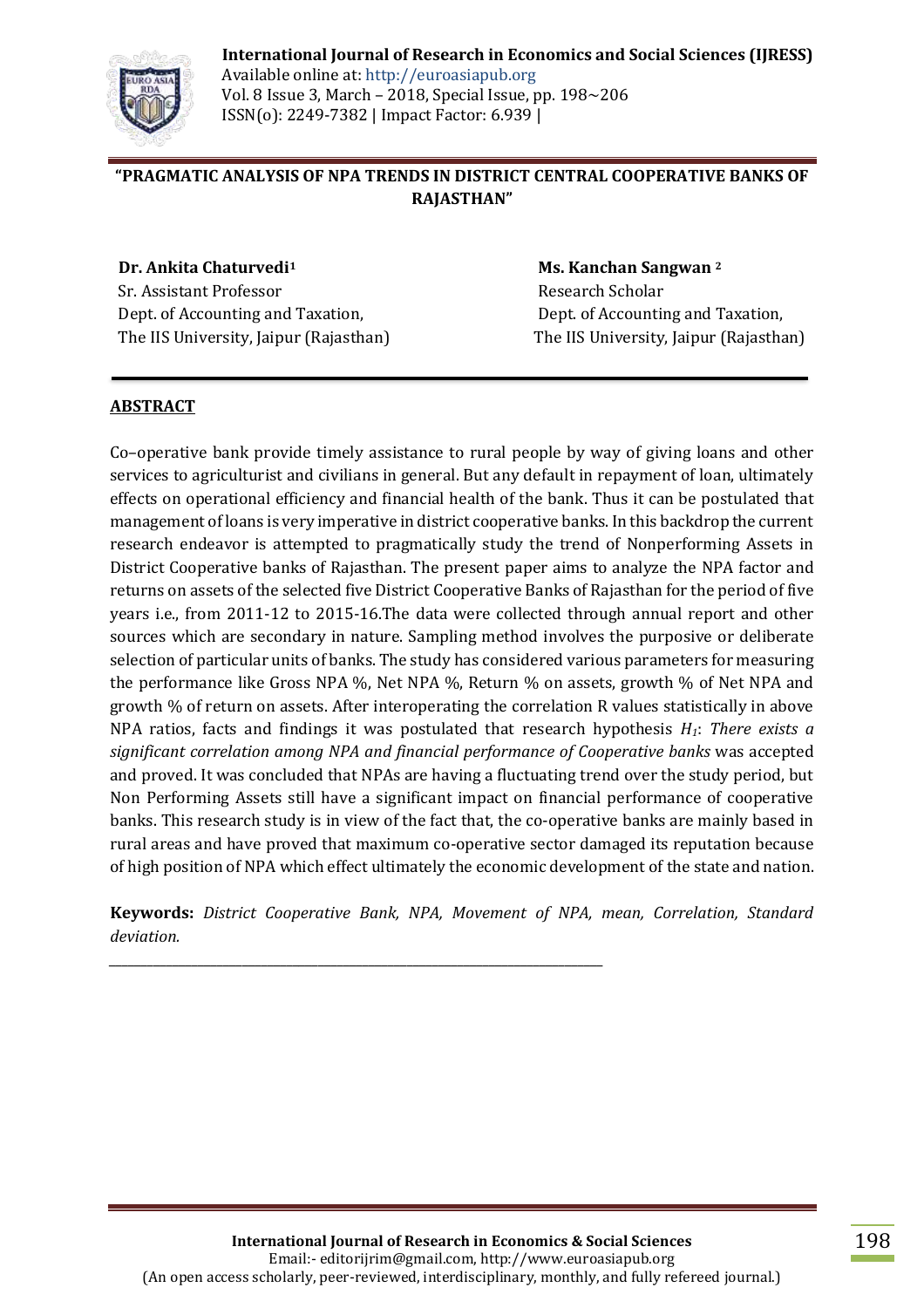# "PRAGMATIC ANALYSIS OF NPA TRENDS IN DISTRICT CENTRAL COOPERATIVE BANKS OF RAJASTHAN"

**Dr. Ankita Chaturvedi**[1]
Sr. Assistant Professor
Dept. of Accounting and Taxation,
The IIS University, Jaipur (Rajasthan)

**Ms. Kanchan Sangwan** [2]
Research Scholar
Dept. of Accounting and Taxation,
The IIS University, Jaipur (Rajasthan)

## ABSTRACT

Co–operative bank provide timely assistance to rural people by way of giving loans and other services to agriculturist and civilians in general. But any default in repayment of loan, ultimately effects on operational efficiency and financial health of the bank. Thus it can be postulated that management of loans is very imperative in district cooperative banks. In this backdrop the current research endeavor is attempted to pragmatically study the trend of Nonperforming Assets in District Cooperative banks of Rajasthan. The present paper aims to analyze the NPA factor and returns on assets of the selected five District Cooperative Banks of Rajasthan for the period of five years i.e., from 2011-12 to 2015-16.The data were collected through annual report and other sources which are secondary in nature. Sampling method involves the purposive or deliberate selection of particular units of banks. The study has considered various parameters for measuring the performance like Gross NPA %, Net NPA %, Return % on assets, growth % of Net NPA and growth % of return on assets. After interoperating the correlation R values statistically in above NPA ratios, facts and findings it was postulated that research hypothesis $H_1$: *There exists a significant correlation among NPA and financial performance of Cooperative banks* was accepted and proved. It was concluded that NPAs are having a fluctuating trend over the study period, but Non Performing Assets still have a significant impact on financial performance of cooperative banks. This research study is in view of the fact that, the co-operative banks are mainly based in rural areas and have proved that maximum co-operative sector damaged its reputation because of high position of NPA which effect ultimately the economic development of the state and nation.

**Keywords:** *District Cooperative Bank, NPA, Movement of NPA, mean, Correlation, Standard deviation.*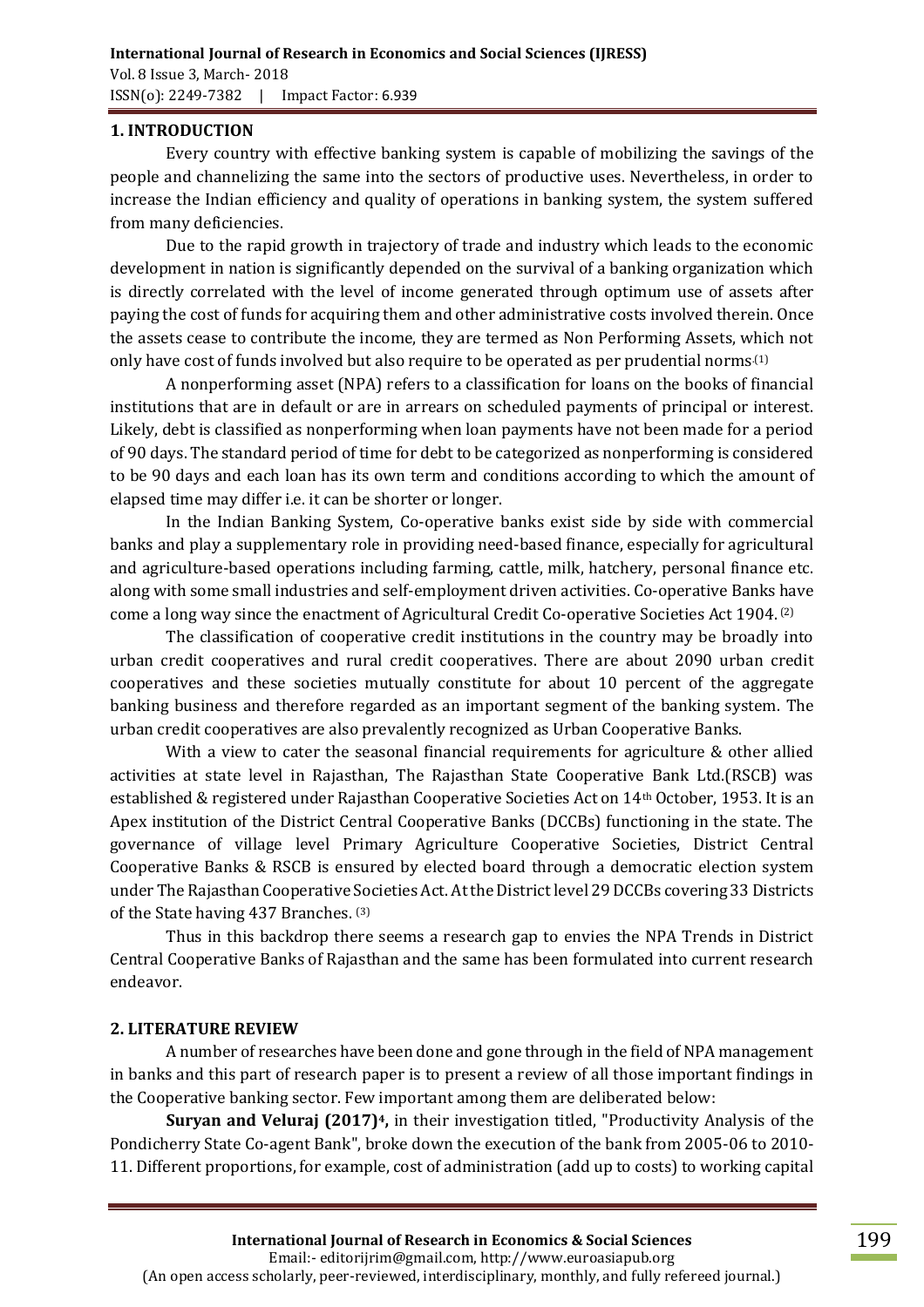## 1. INTRODUCTION

Every country with effective banking system is capable of mobilizing the savings of the people and channelizing the same into the sectors of productive uses. Nevertheless, in order to increase the Indian efficiency and quality of operations in banking system, the system suffered from many deficiencies.

Due to the rapid growth in trajectory of trade and industry which leads to the economic development in nation is significantly depended on the survival of a banking organization which is directly correlated with the level of income generated through optimum use of assets after paying the cost of funds for acquiring them and other administrative costs involved therein. Once the assets cease to contribute the income, they are termed as Non Performing Assets, which not only have cost of funds involved but also require to be operated as per prudential norms.[1]

A nonperforming asset (NPA) refers to a classification for loans on the books of financial institutions that are in default or are in arrears on scheduled payments of principal or interest. Likely, debt is classified as nonperforming when loan payments have not been made for a period of 90 days. The standard period of time for debt to be categorized as nonperforming is considered to be 90 days and each loan has its own term and conditions according to which the amount of elapsed time may differ i.e. it can be shorter or longer.

In the Indian Banking System, Co-operative banks exist side by side with commercial banks and play a supplementary role in providing need-based finance, especially for agricultural and agriculture-based operations including farming, cattle, milk, hatchery, personal finance etc. along with some small industries and self-employment driven activities. Co-operative Banks have come a long way since the enactment of Agricultural Credit Co-operative Societies Act 1904.[2]

The classification of cooperative credit institutions in the country may be broadly into urban credit cooperatives and rural credit cooperatives. There are about 2090 urban credit cooperatives and these societies mutually constitute for about 10 percent of the aggregate banking business and therefore regarded as an important segment of the banking system. The urban credit cooperatives are also prevalently recognized as Urban Cooperative Banks.

With a view to cater the seasonal financial requirements for agriculture & other allied activities at state level in Rajasthan, The Rajasthan State Cooperative Bank Ltd.(RSCB) was established & registered under Rajasthan Cooperative Societies Act on 14th October, 1953. It is an Apex institution of the District Central Cooperative Banks (DCCBs) functioning in the state. The governance of village level Primary Agriculture Cooperative Societies, District Central Cooperative Banks & RSCB is ensured by elected board through a democratic election system under The Rajasthan Cooperative Societies Act. At the District level 29 DCCBs covering 33 Districts of the State having 437 Branches.[3]

Thus in this backdrop there seems a research gap to envies the NPA Trends in District Central Cooperative Banks of Rajasthan and the same has been formulated into current research endeavor.

## 2. LITERATURE REVIEW

A number of researches have been done and gone through in the field of NPA management in banks and this part of research paper is to present a review of all those important findings in the Cooperative banking sector. Few important among them are deliberated below:

**Suryan and Veluraj (2017)[4],** in their investigation titled, "Productivity Analysis of the Pondicherry State Co-agent Bank", broke down the execution of the bank from 2005-06 to 2010-11. Different proportions, for example, cost of administration (add up to costs) to working capital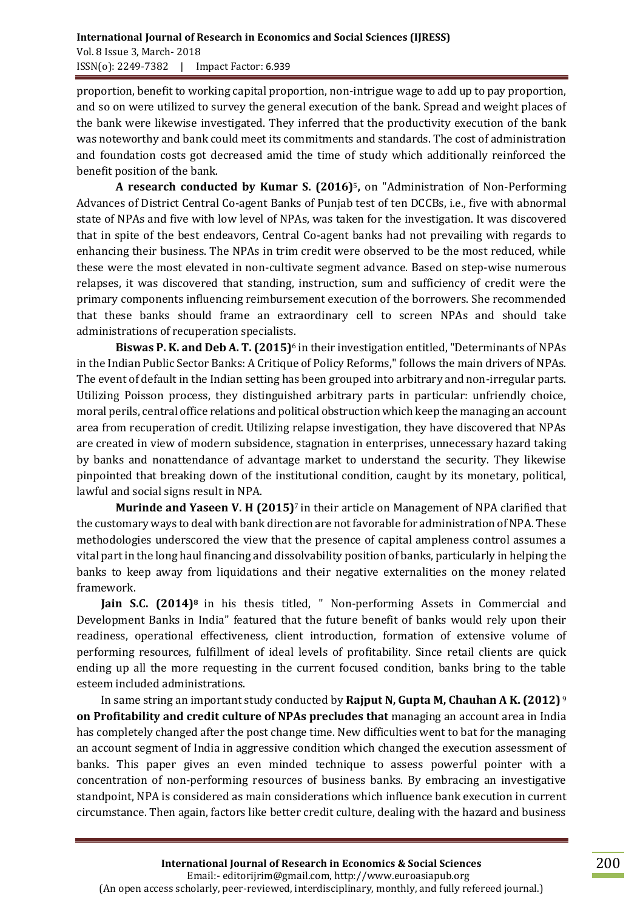proportion, benefit to working capital proportion, non-intrigue wage to add up to pay proportion, and so on were utilized to survey the general execution of the bank. Spread and weight places of the bank were likewise investigated. They inferred that the productivity execution of the bank was noteworthy and bank could meet its commitments and standards. The cost of administration and foundation costs got decreased amid the time of study which additionally reinforced the benefit position of the bank.

**A research conducted by Kumar S. (2016)**[5]**,** on "Administration of Non-Performing Advances of District Central Co-agent Banks of Punjab test of ten DCCBs, i.e., five with abnormal state of NPAs and five with low level of NPAs, was taken for the investigation. It was discovered that in spite of the best endeavors, Central Co-agent banks had not prevailing with regards to enhancing their business. The NPAs in trim credit were observed to be the most reduced, while these were the most elevated in non-cultivate segment advance. Based on step-wise numerous relapses, it was discovered that standing, instruction, sum and sufficiency of credit were the primary components influencing reimbursement execution of the borrowers. She recommended that these banks should frame an extraordinary cell to screen NPAs and should take administrations of recuperation specialists.

**Biswas P. K. and Deb A. T. (2015)**[6] in their investigation entitled, "Determinants of NPAs in the Indian Public Sector Banks: A Critique of Policy Reforms," follows the main drivers of NPAs. The event of default in the Indian setting has been grouped into arbitrary and non-irregular parts. Utilizing Poisson process, they distinguished arbitrary parts in particular: unfriendly choice, moral perils, central office relations and political obstruction which keep the managing an account area from recuperation of credit. Utilizing relapse investigation, they have discovered that NPAs are created in view of modern subsidence, stagnation in enterprises, unnecessary hazard taking by banks and nonattendance of advantage market to understand the security. They likewise pinpointed that breaking down of the institutional condition, caught by its monetary, political, lawful and social signs result in NPA.

**Murinde and Yaseen V. H (2015)**[7] in their article on Management of NPA clarified that the customary ways to deal with bank direction are not favorable for administration of NPA. These methodologies underscored the view that the presence of capital ampleness control assumes a vital part in the long haul financing and dissolvability position of banks, particularly in helping the banks to keep away from liquidations and their negative externalities on the money related framework.

**Jain S.C. (2014)**[8] in his thesis titled, " Non-performing Assets in Commercial and Development Banks in India" featured that the future benefit of banks would rely upon their readiness, operational effectiveness, client introduction, formation of extensive volume of performing resources, fulfillment of ideal levels of profitability. Since retail clients are quick ending up all the more requesting in the current focused condition, banks bring to the table esteem included administrations.

In same string an important study conducted by **Rajput N, Gupta M, Chauhan A K. (2012)** [9] **on Profitability and credit culture of NPAs precludes that** managing an account area in India has completely changed after the post change time. New difficulties went to bat for the managing an account segment of India in aggressive condition which changed the execution assessment of banks. This paper gives an even minded technique to assess powerful pointer with a concentration of non-performing resources of business banks. By embracing an investigative standpoint, NPA is considered as main considerations which influence bank execution in current circumstance. Then again, factors like better credit culture, dealing with the hazard and business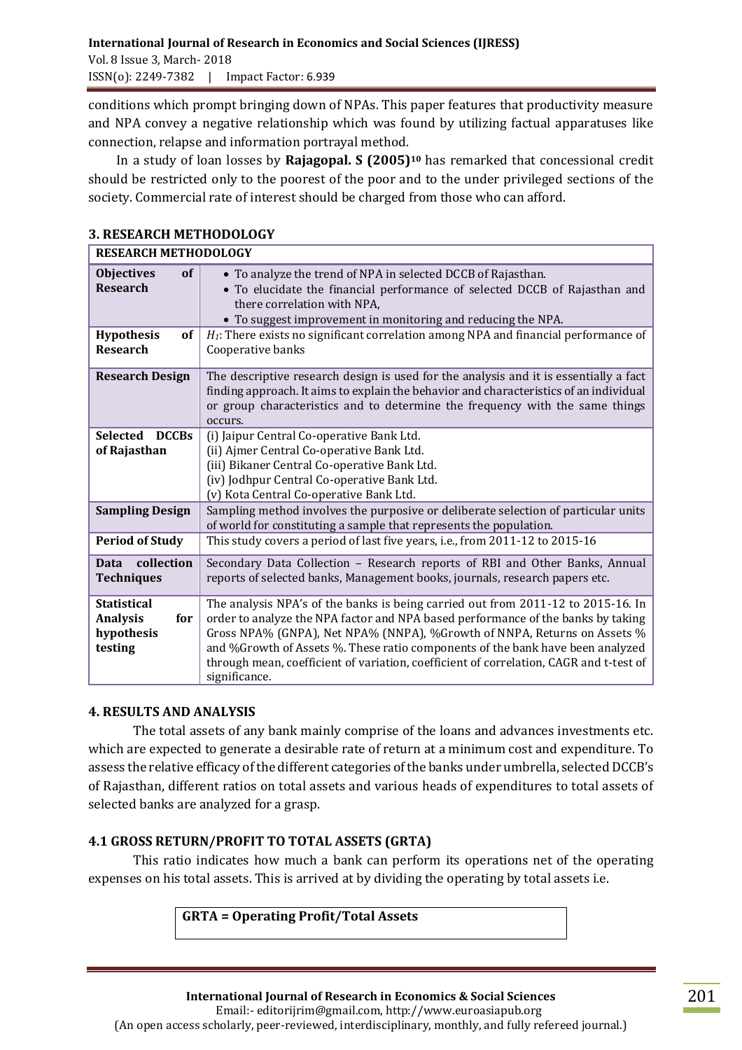conditions which prompt bringing down of NPAs. This paper features that productivity measure and NPA convey a negative relationship which was found by utilizing factual apparatuses like connection, relapse and information portrayal method.

In a study of loan losses by **Rajagopal. S (2005)[10]** has remarked that concessional credit should be restricted only to the poorest of the poor and to the under privileged sections of the society. Commercial rate of interest should be charged from those who can afford.

## 3. RESEARCH METHODOLOGY

| RESEARCH METHODOLOGY | |
|---|---|
| **Objectives of Research** | • To analyze the trend of NPA in selected DCCB of Rajasthan. • To elucidate the financial performance of selected DCCB of Rajasthan and there correlation with NPA, • To suggest improvement in monitoring and reducing the NPA. |
| **Hypothesis of Research** | $H_1$: There exists no significant correlation among NPA and financial performance of Cooperative banks |
| **Research Design** | The descriptive research design is used for the analysis and it is essentially a fact finding approach. It aims to explain the behavior and characteristics of an individual or group characteristics and to determine the frequency with the same things occurs. |
| **Selected DCCBs of Rajasthan** | (i) Jaipur Central Co-operative Bank Ltd. (ii) Ajmer Central Co-operative Bank Ltd. (iii) Bikaner Central Co-operative Bank Ltd. (iv) Jodhpur Central Co-operative Bank Ltd. (v) Kota Central Co-operative Bank Ltd. |
| **Sampling Design** | Sampling method involves the purposive or deliberate selection of particular units of world for constituting a sample that represents the population. |
| **Period of Study** | This study covers a period of last five years, i.e., from 2011-12 to 2015-16 |
| **Data collection Techniques** | Secondary Data Collection – Research reports of RBI and Other Banks, Annual reports of selected banks, Management books, journals, research papers etc. |
| **Statistical Analysis for hypothesis testing** | The analysis NPA's of the banks is being carried out from 2011-12 to 2015-16. In order to analyze the NPA factor and NPA based performance of the banks by taking Gross NPA% (GNPA), Net NPA% (NNPA), %Growth of NNPA, Returns on Assets % and %Growth of Assets %. These ratio components of the bank have been analyzed through mean, coefficient of variation, coefficient of correlation, CAGR and t-test of significance. |

## 4. RESULTS AND ANALYSIS

The total assets of any bank mainly comprise of the loans and advances investments etc. which are expected to generate a desirable rate of return at a minimum cost and expenditure. To assess the relative efficacy of the different categories of the banks under umbrella, selected DCCB's of Rajasthan, different ratios on total assets and various heads of expenditures to total assets of selected banks are analyzed for a grasp.

### 4.1 GROSS RETURN/PROFIT TO TOTAL ASSETS (GRTA)

This ratio indicates how much a bank can perform its operations net of the operating expenses on his total assets. This is arrived at by dividing the operating by total assets i.e.

**GRTA = Operating Profit/Total Assets**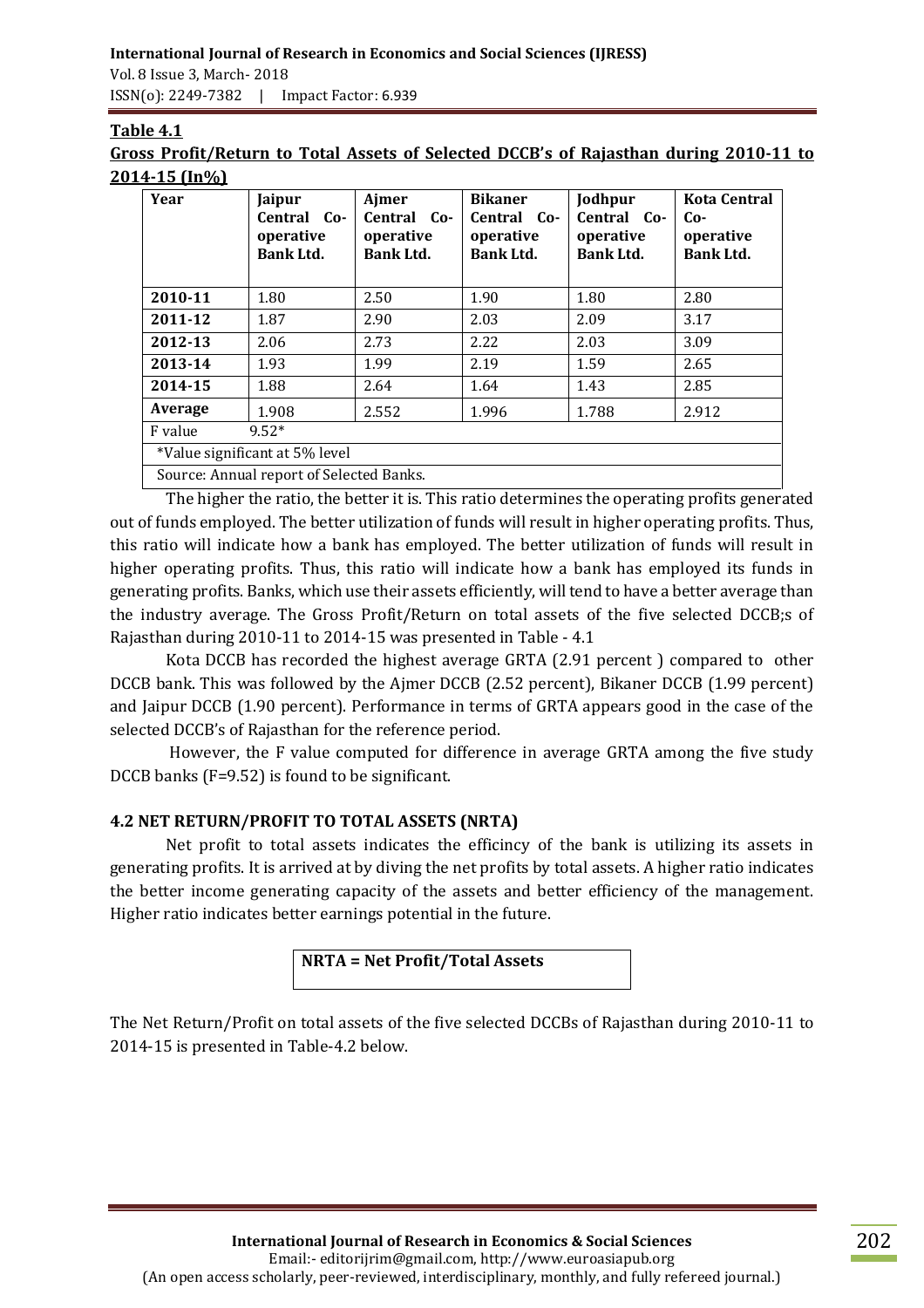**Table 4.1**

**Gross Profit/Return to Total Assets of Selected DCCB's of Rajasthan during 2010-11 to 2014-15 (In%)**

| Year | Jaipur Central Co-operative Bank Ltd. | Ajmer Central Co-operative Bank Ltd. | Bikaner Central Co-operative Bank Ltd. | Jodhpur Central Co-operative Bank Ltd. | Kota Central Co-operative Bank Ltd. |
|---|---|---|---|---|---|
| **2010-11** | 1.80 | 2.50 | 1.90 | 1.80 | 2.80 |
| **2011-12** | 1.87 | 2.90 | 2.03 | 2.09 | 3.17 |
| **2012-13** | 2.06 | 2.73 | 2.22 | 2.03 | 3.09 |
| **2013-14** | 1.93 | 1.99 | 2.19 | 1.59 | 2.65 |
| **2014-15** | 1.88 | 2.64 | 1.64 | 1.43 | 2.85 |
| **Average** | 1.908 | 2.552 | 1.996 | 1.788 | 2.912 |
| F value | 9.52* | | | | |
| *Value significant at 5% level | | | | | |
| Source: Annual report of Selected Banks. | | | | | |

The higher the ratio, the better it is. This ratio determines the operating profits generated out of funds employed. The better utilization of funds will result in higher operating profits. Thus, this ratio will indicate how a bank has employed. The better utilization of funds will result in higher operating profits. Thus, this ratio will indicate how a bank has employed its funds in generating profits. Banks, which use their assets efficiently, will tend to have a better average than the industry average. The Gross Profit/Return on total assets of the five selected DCCB;s of Rajasthan during 2010-11 to 2014-15 was presented in Table - 4.1

Kota DCCB has recorded the highest average GRTA (2.91 percent ) compared to other DCCB bank. This was followed by the Ajmer DCCB (2.52 percent), Bikaner DCCB (1.99 percent) and Jaipur DCCB (1.90 percent). Performance in terms of GRTA appears good in the case of the selected DCCB's of Rajasthan for the reference period.

However, the F value computed for difference in average GRTA among the five study DCCB banks (F=9.52) is found to be significant.

### 4.2 NET RETURN/PROFIT TO TOTAL ASSETS (NRTA)

Net profit to total assets indicates the efficincy of the bank is utilizing its assets in generating profits. It is arrived at by diving the net profits by total assets. A higher ratio indicates the better income generating capacity of the assets and better efficiency of the management. Higher ratio indicates better earnings potential in the future.

**NRTA = Net Profit/Total Assets**

The Net Return/Profit on total assets of the five selected DCCBs of Rajasthan during 2010-11 to 2014-15 is presented in Table-4.2 below.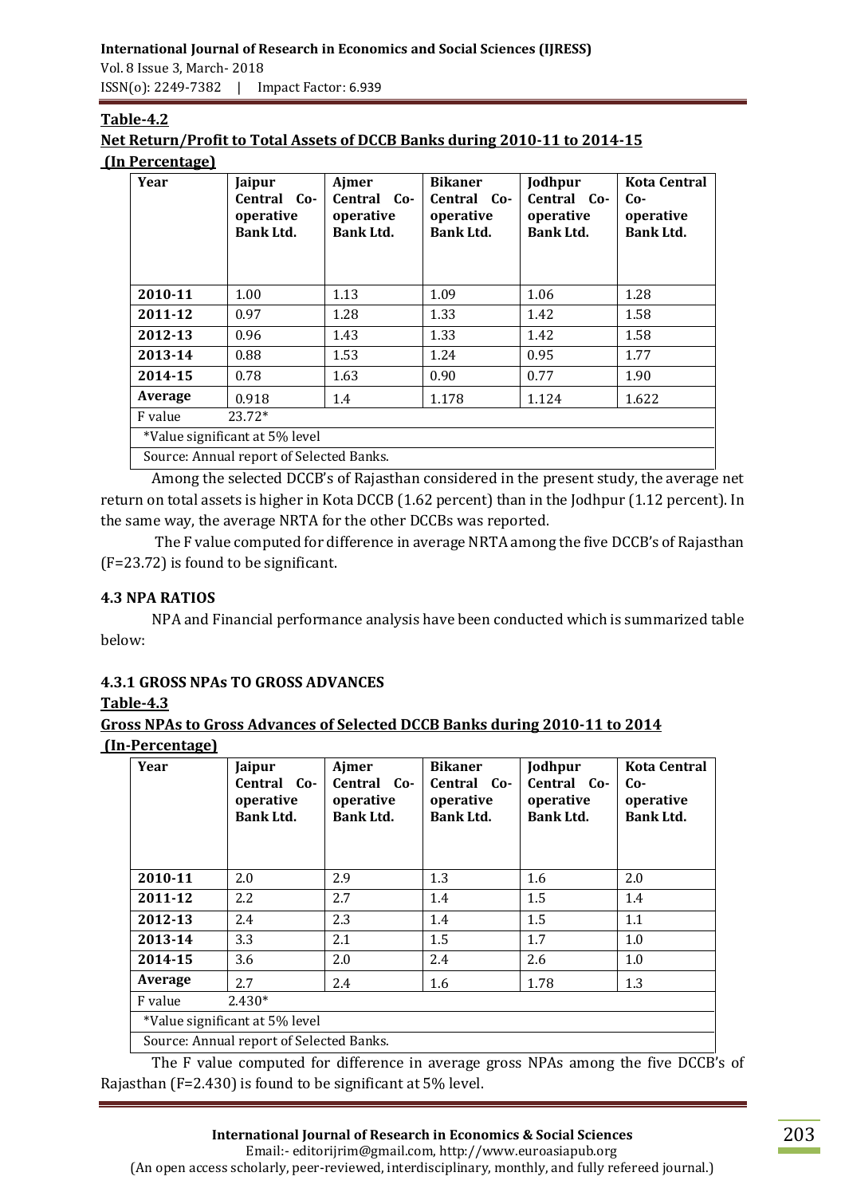**Table-4.2**

**Net Return/Profit to Total Assets of DCCB Banks during 2010-11 to 2014-15**

**(In Percentage)**

| Year | Jaipur Central Co-operative Bank Ltd. | Ajmer Central Co-operative Bank Ltd. | Bikaner Central Co-operative Bank Ltd. | Jodhpur Central Co-operative Bank Ltd. | Kota Central Co-operative Bank Ltd. |
|---|---|---|---|---|---|
| **2010-11** | 1.00 | 1.13 | 1.09 | 1.06 | 1.28 |
| **2011-12** | 0.97 | 1.28 | 1.33 | 1.42 | 1.58 |
| **2012-13** | 0.96 | 1.43 | 1.33 | 1.42 | 1.58 |
| **2013-14** | 0.88 | 1.53 | 1.24 | 0.95 | 1.77 |
| **2014-15** | 0.78 | 1.63 | 0.90 | 0.77 | 1.90 |
| **Average** | 0.918 | 1.4 | 1.178 | 1.124 | 1.622 |
| F value | 23.72* | | | | |
| *Value significant at 5% level | | | | | |
| Source: Annual report of Selected Banks. | | | | | |

Among the selected DCCB's of Rajasthan considered in the present study, the average net return on total assets is higher in Kota DCCB (1.62 percent) than in the Jodhpur (1.12 percent). In the same way, the average NRTA for the other DCCBs was reported.

The F value computed for difference in average NRTA among the five DCCB's of Rajasthan (F=23.72) is found to be significant.

### 4.3 NPA RATIOS

NPA and Financial performance analysis have been conducted which is summarized table below:

#### 4.3.1 GROSS NPAs TO GROSS ADVANCES

**Table-4.3**

**Gross NPAs to Gross Advances of Selected DCCB Banks during 2010-11 to 2014**

**(In-Percentage)**

| Year | Jaipur Central Co-operative Bank Ltd. | Ajmer Central Co-operative Bank Ltd. | Bikaner Central Co-operative Bank Ltd. | Jodhpur Central Co-operative Bank Ltd. | Kota Central Co-operative Bank Ltd. |
|---|---|---|---|---|---|
| **2010-11** | 2.0 | 2.9 | 1.3 | 1.6 | 2.0 |
| **2011-12** | 2.2 | 2.7 | 1.4 | 1.5 | 1.4 |
| **2012-13** | 2.4 | 2.3 | 1.4 | 1.5 | 1.1 |
| **2013-14** | 3.3 | 2.1 | 1.5 | 1.7 | 1.0 |
| **2014-15** | 3.6 | 2.0 | 2.4 | 2.6 | 1.0 |
| **Average** | 2.7 | 2.4 | 1.6 | 1.78 | 1.3 |
| F value | 2.430* | | | | |
| *Value significant at 5% level | | | | | |
| Source: Annual report of Selected Banks. | | | | | |

The F value computed for difference in average gross NPAs among the five DCCB's of Rajasthan (F=2.430) is found to be significant at 5% level.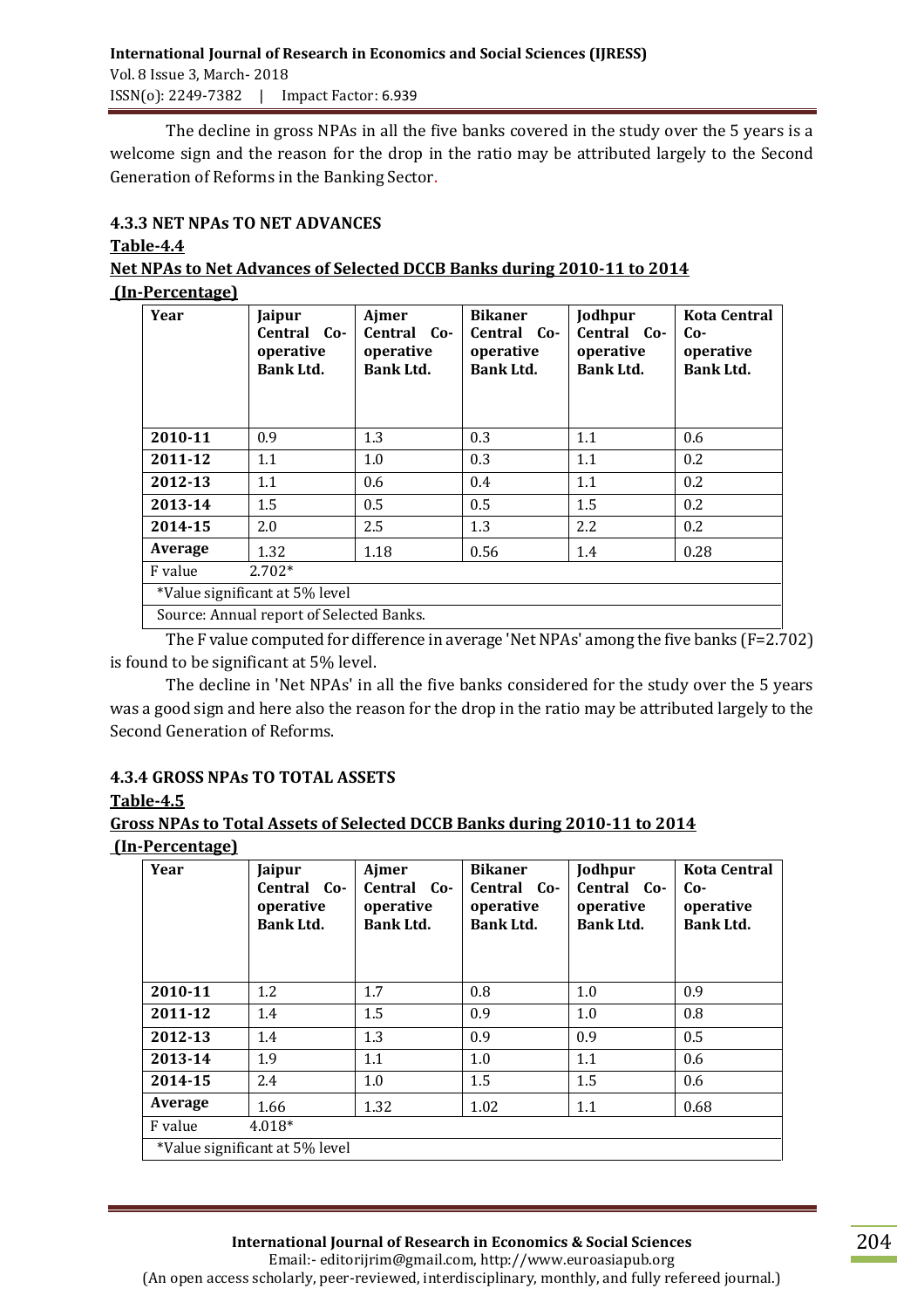The decline in gross NPAs in all the five banks covered in the study over the 5 years is a welcome sign and the reason for the drop in the ratio may be attributed largely to the Second Generation of Reforms in the Banking Sector.

### 4.3.3 NET NPAs TO NET ADVANCES

**Table-4.4**

**Net NPAs to Net Advances of Selected DCCB Banks during 2010-11 to 2014**

**(In-Percentage)**

| Year | Jaipur Central Co-operative Bank Ltd. | Ajmer Central Co-operative Bank Ltd. | Bikaner Central Co-operative Bank Ltd. | Jodhpur Central Co-operative Bank Ltd. | Kota Central Co-operative Bank Ltd. |
|---|---|---|---|---|---|
| **2010-11** | 0.9 | 1.3 | 0.3 | 1.1 | 0.6 |
| **2011-12** | 1.1 | 1.0 | 0.3 | 1.1 | 0.2 |
| **2012-13** | 1.1 | 0.6 | 0.4 | 1.1 | 0.2 |
| **2013-14** | 1.5 | 0.5 | 0.5 | 1.5 | 0.2 |
| **2014-15** | 2.0 | 2.5 | 1.3 | 2.2 | 0.2 |
| **Average** | 1.32 | 1.18 | 0.56 | 1.4 | 0.28 |
| F value | 2.702* | | | | |
| *Value significant at 5% level | | | | | |
| Source: Annual report of Selected Banks. | | | | | |

The F value computed for difference in average 'Net NPAs' among the five banks (F=2.702) is found to be significant at 5% level.

The decline in 'Net NPAs' in all the five banks considered for the study over the 5 years was a good sign and here also the reason for the drop in the ratio may be attributed largely to the Second Generation of Reforms.

### 4.3.4 GROSS NPAs TO TOTAL ASSETS

**Table-4.5**

**Gross NPAs to Total Assets of Selected DCCB Banks during 2010-11 to 2014**

**(In-Percentage)**

| Year | Jaipur Central Co-operative Bank Ltd. | Ajmer Central Co-operative Bank Ltd. | Bikaner Central Co-operative Bank Ltd. | Jodhpur Central Co-operative Bank Ltd. | Kota Central Co-operative Bank Ltd. |
|---|---|---|---|---|---|
| **2010-11** | 1.2 | 1.7 | 0.8 | 1.0 | 0.9 |
| **2011-12** | 1.4 | 1.5 | 0.9 | 1.0 | 0.8 |
| **2012-13** | 1.4 | 1.3 | 0.9 | 0.9 | 0.5 |
| **2013-14** | 1.9 | 1.1 | 1.0 | 1.1 | 0.6 |
| **2014-15** | 2.4 | 1.0 | 1.5 | 1.5 | 0.6 |
| **Average** | 1.66 | 1.32 | 1.02 | 1.1 | 0.68 |
| F value | 4.018* | | | | |
| *Value significant at 5% level | | | | | |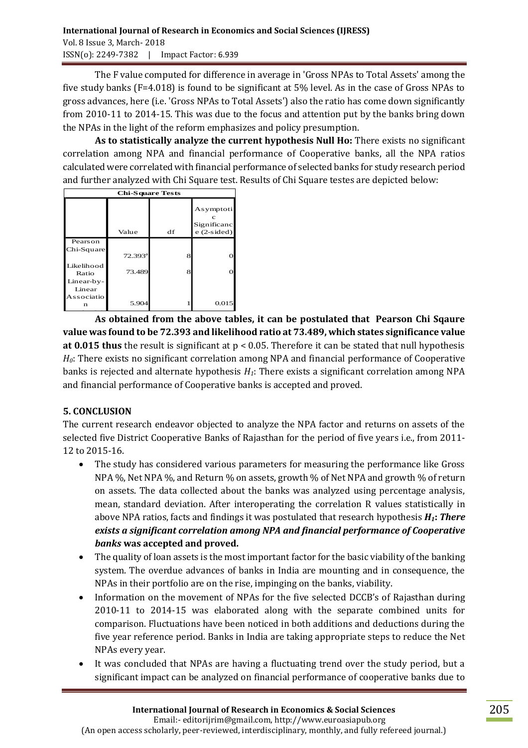The F value computed for difference in average in 'Gross NPAs to Total Assets' among the five study banks (F=4.018) is found to be significant at 5% level. As in the case of Gross NPAs to gross advances, here (i.e. 'Gross NPAs to Total Assets') also the ratio has come down significantly from 2010-11 to 2014-15. This was due to the focus and attention put by the banks bring down the NPAs in the light of the reform emphasizes and policy presumption.

**As to statistically analyze the current hypothesis Null Ho:** There exists no significant correlation among NPA and financial performance of Cooperative banks, all the NPA ratios calculated were correlated with financial performance of selected banks for study research period and further analyzed with Chi Square test. Results of Chi Square testes are depicted below:

| Chi-Square Tests | | | |
|---|---|---|---|
| | Value | df | Asymptotic Significance (2-sided) |
| Pearson Chi-Square | 72.393[a] | 8 | 0 |
| Likelihood Ratio | 73.489 | 8 | 0 |
| Linear-by-Linear Association | 5.904 | 1 | 0.015 |

**As obtained from the above tables, it can be postulated that Pearson Chi Sqaure value was found to be 72.393 and likelihood ratio at 73.489, which states significance value at 0.015 thus** the result is significant at $p < 0.05$. Therefore it can be stated that null hypothesis $H_0$: There exists no significant correlation among NPA and financial performance of Cooperative banks is rejected and alternate hypothesis $H_1$: There exists a significant correlation among NPA and financial performance of Cooperative banks is accepted and proved.

## 5. CONCLUSION

The current research endeavor objected to analyze the NPA factor and returns on assets of the selected five District Cooperative Banks of Rajasthan for the period of five years i.e., from 2011-12 to 2015-16.

- The study has considered various parameters for measuring the performance like Gross NPA %, Net NPA %, and Return % on assets, growth % of Net NPA and growth % of return on assets. The data collected about the banks was analyzed using percentage analysis, mean, standard deviation. After interoperating the correlation R values statistically in above NPA ratios, facts and findings it was postulated that research hypothesis ***$H_1$*: *There exists a significant correlation among NPA and financial performance of Cooperative banks* was accepted and proved.**
- The quality of loan assets is the most important factor for the basic viability of the banking system. The overdue advances of banks in India are mounting and in consequence, the NPAs in their portfolio are on the rise, impinging on the banks, viability.
- Information on the movement of NPAs for the five selected DCCB's of Rajasthan during 2010-11 to 2014-15 was elaborated along with the separate combined units for comparison. Fluctuations have been noticed in both additions and deductions during the five year reference period. Banks in India are taking appropriate steps to reduce the Net NPAs every year.
- It was concluded that NPAs are having a fluctuating trend over the study period, but a significant impact can be analyzed on financial performance of cooperative banks due to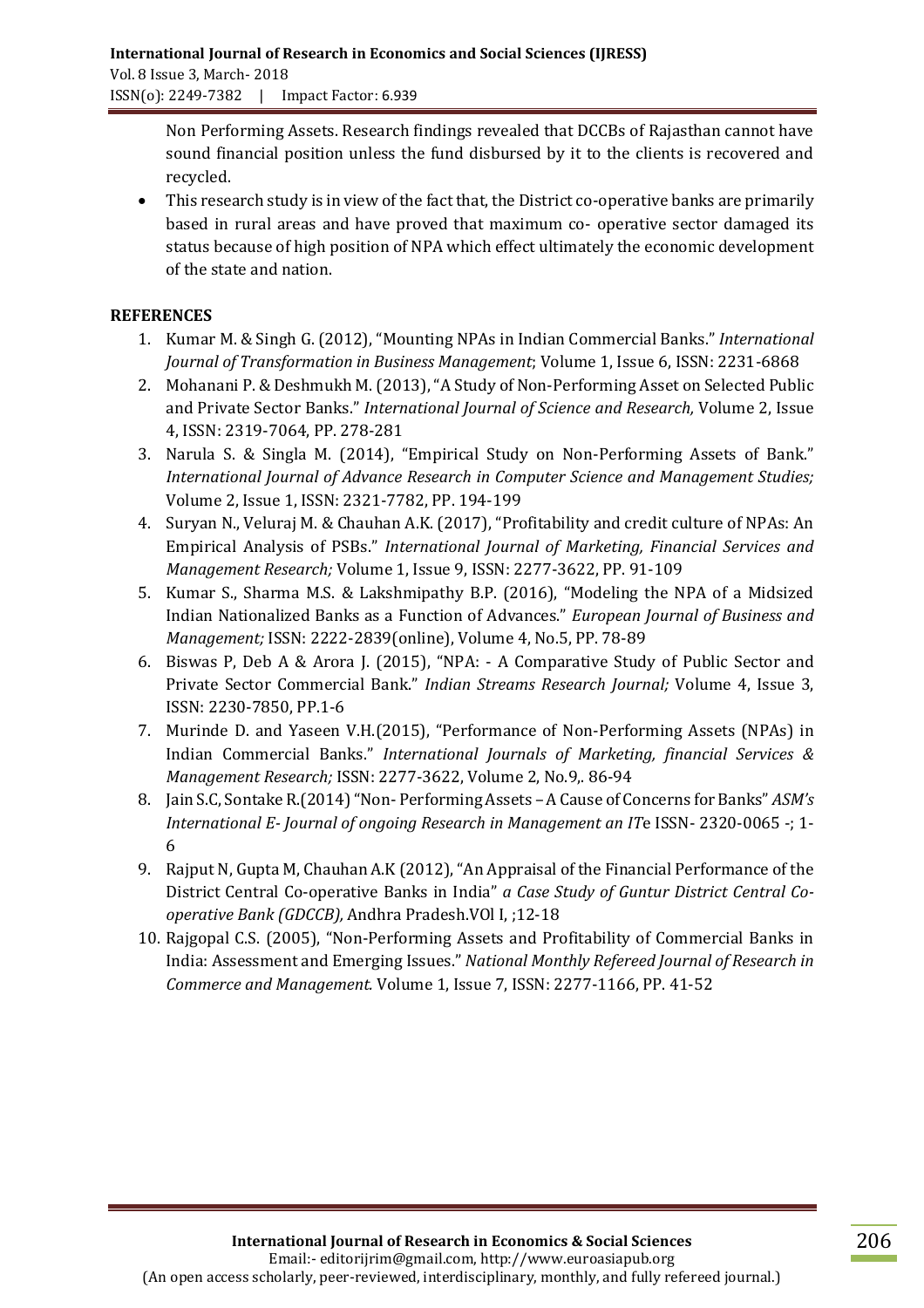Non Performing Assets. Research findings revealed that DCCBs of Rajasthan cannot have sound financial position unless the fund disbursed by it to the clients is recovered and recycled.

- This research study is in view of the fact that, the District co-operative banks are primarily based in rural areas and have proved that maximum co- operative sector damaged its status because of high position of NPA which effect ultimately the economic development of the state and nation.

**REFERENCES**

1. Kumar M. & Singh G. (2012), "Mounting NPAs in Indian Commercial Banks." *International Journal of Transformation in Business Management*; Volume 1, Issue 6, ISSN: 2231-6868
2. Mohanani P. & Deshmukh M. (2013), "A Study of Non-Performing Asset on Selected Public and Private Sector Banks." *International Journal of Science and Research,* Volume 2, Issue 4, ISSN: 2319-7064, PP. 278-281
3. Narula S. & Singla M. (2014), "Empirical Study on Non-Performing Assets of Bank." *International Journal of Advance Research in Computer Science and Management Studies;* Volume 2, Issue 1, ISSN: 2321-7782, PP. 194-199
4. Suryan N., Veluraj M. & Chauhan A.K. (2017), "Profitability and credit culture of NPAs: An Empirical Analysis of PSBs." *International Journal of Marketing, Financial Services and Management Research;* Volume 1, Issue 9, ISSN: 2277-3622, PP. 91-109
5. Kumar S., Sharma M.S. & Lakshmipathy B.P. (2016), "Modeling the NPA of a Midsized Indian Nationalized Banks as a Function of Advances." *European Journal of Business and Management;* ISSN: 2222-2839(online), Volume 4, No.5, PP. 78-89
6. Biswas P, Deb A & Arora J. (2015), "NPA: - A Comparative Study of Public Sector and Private Sector Commercial Bank." *Indian Streams Research Journal;* Volume 4, Issue 3, ISSN: 2230-7850, PP.1-6
7. Murinde D. and Yaseen V.H.(2015), "Performance of Non-Performing Assets (NPAs) in Indian Commercial Banks." *International Journals of Marketing, financial Services & Management Research;* ISSN: 2277-3622, Volume 2, No.9,. 86-94
8. Jain S.C, Sontake R.(2014) "Non- Performing Assets – A Cause of Concerns for Banks" *ASM's International E- Journal of ongoing Research in Management an IT*e ISSN- 2320-0065 -; 1-6
9. Rajput N, Gupta M, Chauhan A.K (2012), "An Appraisal of the Financial Performance of the District Central Co-operative Banks in India" *a Case Study of Guntur District Central Co-operative Bank (GDCCB),* Andhra Pradesh.VOl I, ;12-18
10. Rajgopal C.S. (2005), "Non-Performing Assets and Profitability of Commercial Banks in India: Assessment and Emerging Issues." *National Monthly Refereed Journal of Research in Commerce and Management.* Volume 1, Issue 7, ISSN: 2277-1166, PP. 41-52